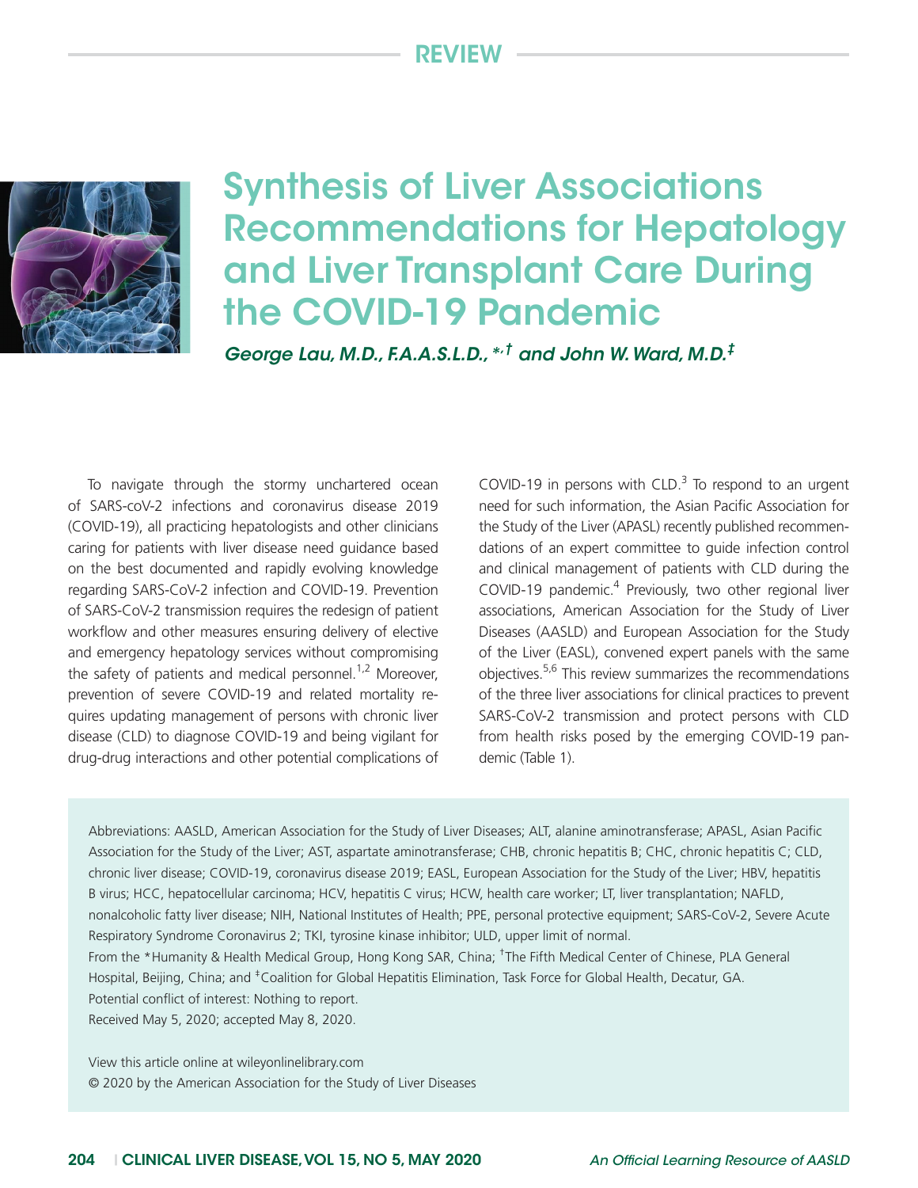REVIEW

# Synthesis of Liver Associations Recommendations for Hepatology and Liver Transplant Care During the COVID-19 Pandemic

*George Lau, M.D., F.A.A.S.L.D.,* [*,†] *and John W. Ward, M.D.*[‡]

To navigate through the stormy unchartered ocean of SARS-coV-2 infections and coronavirus disease 2019 (COVID-19), all practicing hepatologists and other clinicians caring for patients with liver disease need guidance based on the best documented and rapidly evolving knowledge regarding SARS-CoV-2 infection and COVID-19. Prevention of SARS-CoV-2 transmission requires the redesign of patient workflow and other measures ensuring delivery of elective and emergency hepatology services without compromising the safety of patients and medical personnel.[1,2] Moreover, prevention of severe COVID-19 and related mortality requires updating management of persons with chronic liver disease (CLD) to diagnose COVID-19 and being vigilant for drug-drug interactions and other potential complications of COVID-19 in persons with CLD.[3] To respond to an urgent need for such information, the Asian Pacific Association for the Study of the Liver (APASL) recently published recommendations of an expert committee to guide infection control and clinical management of patients with CLD during the COVID-19 pandemic.[4] Previously, two other regional liver associations, American Association for the Study of Liver Diseases (AASLD) and European Association for the Study of the Liver (EASL), convened expert panels with the same objectives.[5,6] This review summarizes the recommendations of the three liver associations for clinical practices to prevent SARS-CoV-2 transmission and protect persons with CLD from health risks posed by the emerging COVID-19 pandemic (Table 1).

Abbreviations: AASLD, American Association for the Study of Liver Diseases; ALT, alanine aminotransferase; APASL, Asian Pacific Association for the Study of the Liver; AST, aspartate aminotransferase; CHB, chronic hepatitis B; CHC, chronic hepatitis C; CLD, chronic liver disease; COVID-19, coronavirus disease 2019; EASL, European Association for the Study of the Liver; HBV, hepatitis B virus; HCC, hepatocellular carcinoma; HCV, hepatitis C virus; HCW, health care worker; LT, liver transplantation; NAFLD, nonalcoholic fatty liver disease; NIH, National Institutes of Health; PPE, personal protective equipment; SARS-CoV-2, Severe Acute Respiratory Syndrome Coronavirus 2; TKI, tyrosine kinase inhibitor; ULD, upper limit of normal.

From the *Humanity & Health Medical Group, Hong Kong SAR, China; †The Fifth Medical Center of Chinese, PLA General Hospital, Beijing, China; and ‡Coalition for Global Hepatitis Elimination, Task Force for Global Health, Decatur, GA.

Potential conflict of interest: Nothing to report.

Received May 5, 2020; accepted May 8, 2020.

View this article online at wileyonlinelibrary.com

© 2020 by the American Association for the Study of Liver Diseases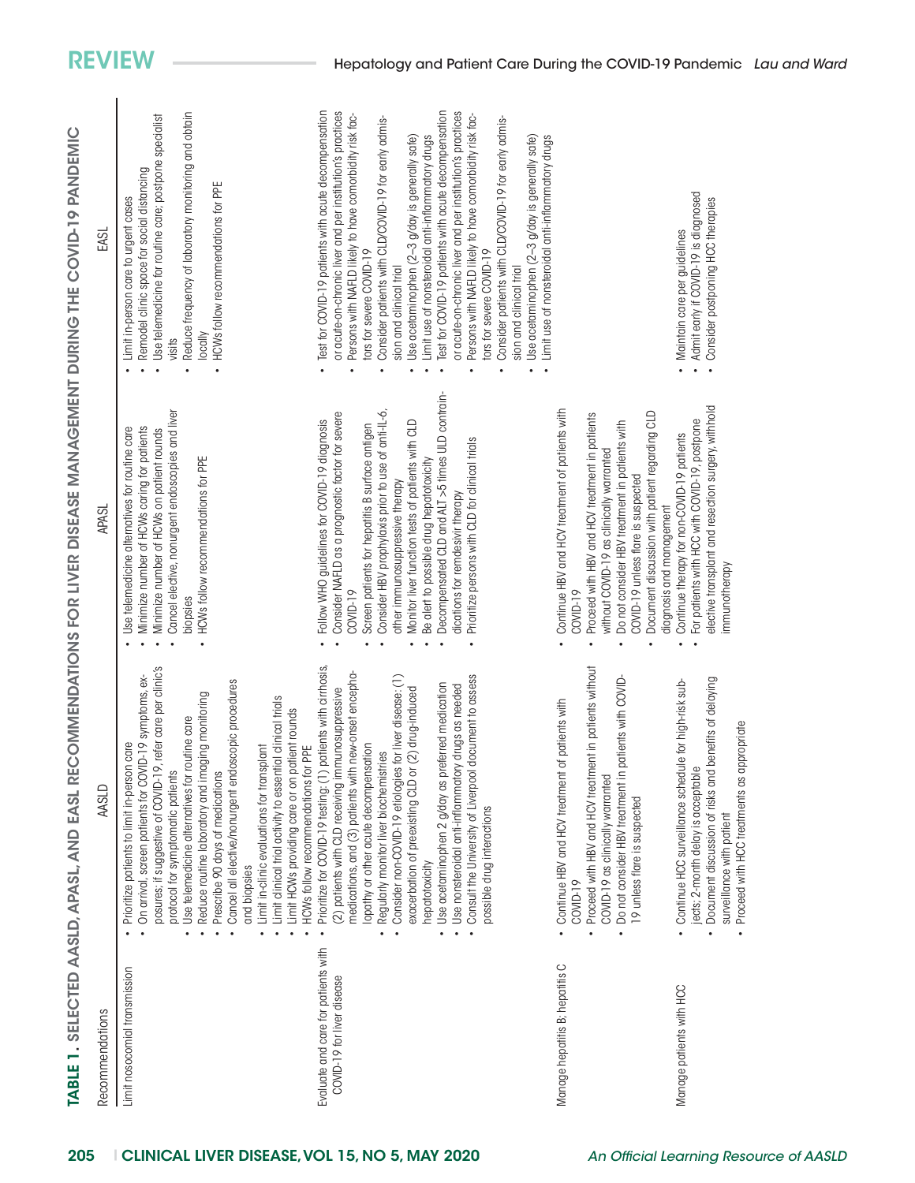**TABLE 1. SELECTED AASLD, APASL, AND EASL RECOMMENDATIONS FOR LIVER DISEASE MANAGEMENT DURING THE COVID-19 PANDEMIC**

| Recommendations | AASLD | APASL | EASL |
|---|---|---|---|
| Limit nosocomial transmission | • Prioritize patients to limit in-person care<br>• On arrival, screen patients for COVID-19 symptoms, exposures; if suggestive of COVID-19, refer care per clinic's protocol for symptomatic patients<br>• Use telemedicine alternatives for routine care<br>• Reduce routine laboratory and imaging monitoring<br>• Prescribe 90 days of medications<br>• Cancel all elective/nonurgent endoscopic procedures and biopsies<br>• Limit in-clinic evaluations for transplant<br>• Limit clinical trial activity to essential clinical trials<br>• Limit HCWs providing care or on patient rounds<br>• HCWs follow recommendations for PPE | • Use telemedicine alternatives for routine care<br>• Minimize number of HCWs caring for patients<br>• Minimize number of HCWs on patient rounds<br>• Cancel elective, nonurgent endoscopies and liver biopsies<br>• HCWs follow recommendations for PPE | • Limit in-person care to urgent cases<br>• Remodel clinic space for social distancing<br>• Use telemedicine for routine care; postpone specialist visits<br>• Reduce frequency of laboratory monitoring and obtain locally<br>• HCWs follow recommendations for PPE |
| Evaluate and care for patients with COVID-19 for liver disease | • Prioritize for COVID-19 testing: (1) patients with cirrhosis, (2) patients with CLD receiving immunosuppressive medications, and (3) patients with new-onset encephalopathy or other acute decompensation<br>• Regularly monitor liver biochemistries<br>• Consider non-COVID-19 etiologies for liver disease: (1) exacerbation of preexisting CLD or (2) drug-induced hepatotoxicity<br>• Use acetaminophen 2 g/day as preferred medication<br>• Use nonsteroidal anti-inflammatory drugs as needed<br>• Consult the University of Liverpool document to assess possible drug interactions | • Follow WHO guidelines for COVID-19 diagnosis<br>• Consider NAFLD as a prognostic factor for severe COVID-19<br>• Screen patients for hepatitis B surface antigen<br>• Consider HBV prophylaxis prior to use of anti-IL-6, other immunosuppressive therapy<br>• Monitor liver function tests of patients with CLD<br>• Be alert to possible drug hepatotoxicity<br>• Decompensated CLD and ALT >5 times ULD contraindications for remdesivir therapy<br>• Prioritize persons with CLD for clinical trials | • Test for COVID-19 patients with acute decompensation or acute-on-chronic liver and per institution's practices<br>• Persons with NAFLD likely to have comorbidity risk factors for severe COVID-19<br>• Consider patients with CLD/COVID-19 for early admission and clinical trial<br>• Use acetaminophen (2–3 g/day is generally safe)<br>• Limit use of nonsteroidal anti-inflammatory drugs<br>• Test for COVID-19 patients with acute decompensation or acute-on-chronic liver and per institution's practices<br>• Persons with NAFLD likely to have comorbidity risk factors for severe COVID-19<br>• Consider patients with CLD/COVID-19 for early admission and clinical trial<br>• Use acetaminophen (2–3 g/day is generally safe)<br>• Limit use of nonsteroidal anti-inflammatory drugs |
| Manage hepatitis B; hepatitis C | • Continue HBV and HCV treatment of patients with COVID-19<br>• Proceed with HBV and HCV treatment in patients without COVID-19 as clinically warranted<br>• Do not consider HBV treatment in patients with COVID-19 unless flare is suspected | • Continue HBV and HCV treatment of patients with COVID-19<br>• Proceed with HBV and HCV treatment in patients without COVID-19 as clinically warranted<br>• Do not consider HBV treatment in patients with COVID-19 unless flare is suspected<br>• Document discussion with patient regarding CLD diagnosis and management | |
| Manage patients with HCC | • Continue HCC surveillance schedule for high-risk subjects; 2-month delay is acceptable<br>• Document discussion of risks and benefits of delaying surveillance with patient<br>• Proceed with HCC treatments as appropriate | • Continue therapy for non-COVID-19 patients<br>• For patients with HCC with COVID-19, postpone elective transplant and resection surgery, withhold immunotherapy | • Maintain care per guidelines<br>• Admit early if COVID-19 is diagnosed<br>• Consider postponing HCC therapies |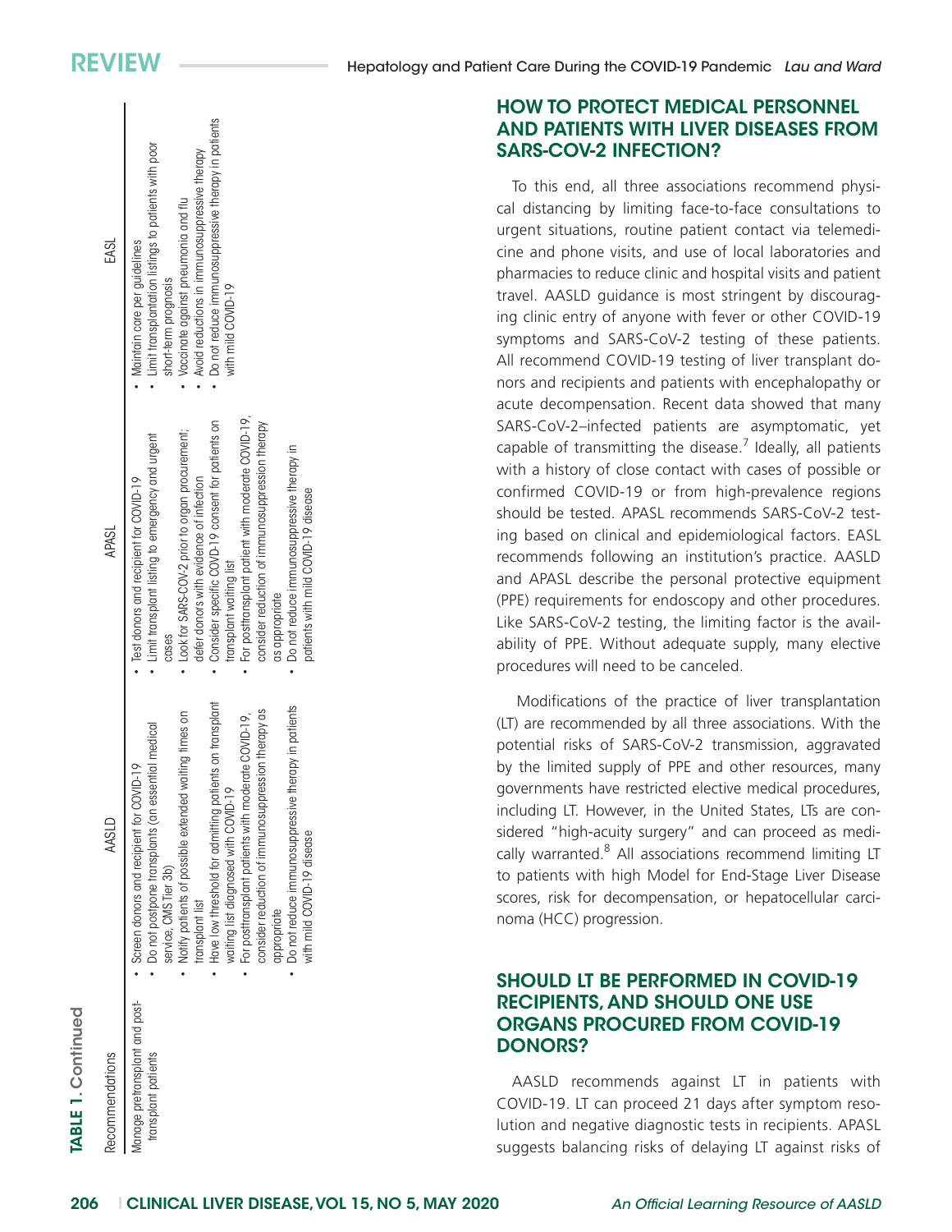**TABLE 1. Continued**

| Recommendations | AASLD | APASL | EASL |
|---|---|---|---|
| Manage pretransplant and posttransplant patients | • Screen donors and recipient for COVID-19<br>• Do not postpone transplants (an essential medical service, CMS Tier 3b)<br>• Notify patients of possible extended waiting times on transplant list<br>• Have low threshold for admitting patients on transplant waiting list diagnosed with COVID-19<br>• For posttransplant patients with moderate COVID-19, consider reduction of immunosuppression therapy as appropriate<br>• Do not reduce immunosuppressive therapy in patients with mild COVID-19 disease | • Test donors and recipient for COVID-19<br>• Limit transplant listing to emergency and urgent cases<br>• Look for SARS-COV-2 prior to organ procurement; defer donors with evidence of infection<br>• Consider specific COVD-19 consent for patients on transplant waiting list<br>• For posttransplant patient with moderate COVID-19, consider reduction of immunosuppression therapy as appropriate<br>• Do not reduce immunosuppressive therapy in patients with mild COVID-19 disease | • Maintain care per guidelines<br>• Limit transplantation listings to patients with poor short-term prognosis<br>• Vaccinate against pneumonia and flu<br>• Avoid reductions in immunosuppressive therapy<br>• Do not reduce immunosuppressive therapy in patients with mild COVID-19 |

## HOW TO PROTECT MEDICAL PERSONNEL AND PATIENTS WITH LIVER DISEASES FROM SARS-COV-2 INFECTION?

To this end, all three associations recommend physical distancing by limiting face-to-face consultations to urgent situations, routine patient contact via telemedicine and phone visits, and use of local laboratories and pharmacies to reduce clinic and hospital visits and patient travel. AASLD guidance is most stringent by discouraging clinic entry of anyone with fever or other COVID-19 symptoms and SARS-CoV-2 testing of these patients. All recommend COVID-19 testing of liver transplant donors and recipients and patients with encephalopathy or acute decompensation. Recent data showed that many SARS-CoV-2–infected patients are asymptomatic, yet capable of transmitting the disease.[7] Ideally, all patients with a history of close contact with cases of possible or confirmed COVID-19 or from high-prevalence regions should be tested. APASL recommends SARS-CoV-2 testing based on clinical and epidemiological factors. EASL recommends following an institution's practice. AASLD and APASL describe the personal protective equipment (PPE) requirements for endoscopy and other procedures. Like SARS-CoV-2 testing, the limiting factor is the availability of PPE. Without adequate supply, many elective procedures will need to be canceled.

Modifications of the practice of liver transplantation (LT) are recommended by all three associations. With the potential risks of SARS-CoV-2 transmission, aggravated by the limited supply of PPE and other resources, many governments have restricted elective medical procedures, including LT. However, in the United States, LTs are considered "high-acuity surgery" and can proceed as medically warranted.[8] All associations recommend limiting LT to patients with high Model for End-Stage Liver Disease scores, risk for decompensation, or hepatocellular carcinoma (HCC) progression.

## SHOULD LT BE PERFORMED IN COVID-19 RECIPIENTS, AND SHOULD ONE USE ORGANS PROCURED FROM COVID-19 DONORS?

AASLD recommends against LT in patients with COVID-19. LT can proceed 21 days after symptom resolution and negative diagnostic tests in recipients. APASL suggests balancing risks of delaying LT against risks of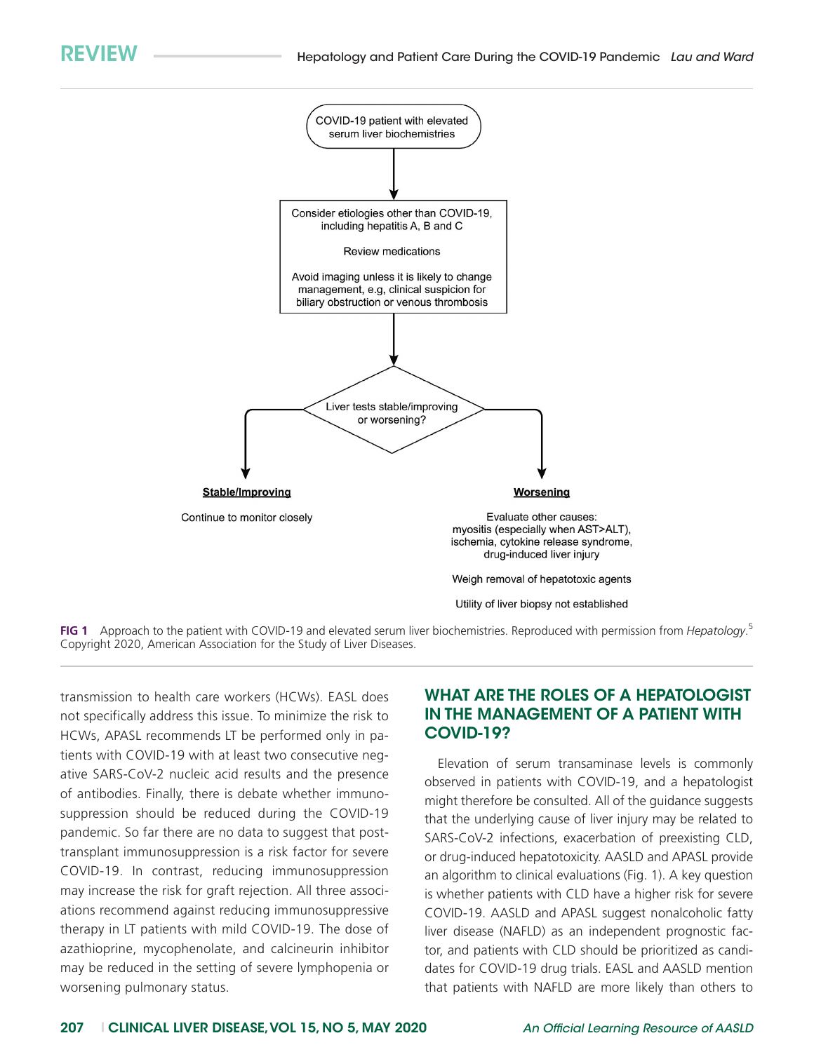COVID-19 patient with elevated serum liver biochemistries

Consider etiologies other than COVID-19, including hepatitis A, B and C

Review medications

Avoid imaging unless it is likely to change management, e.g, clinical suspicion for biliary obstruction or venous thrombosis

Liver tests stable/improving or worsening?

**Stable/Improving**

Continue to monitor closely

**Worsening**

Evaluate other causes: myositis (especially when AST>ALT), ischemia, cytokine release syndrome, drug-induced liver injury

Weigh removal of hepatotoxic agents

Utility of liver biopsy not established

**FIG 1** Approach to the patient with COVID-19 and elevated serum liver biochemistries. Reproduced with permission from *Hepatology*.[5] Copyright 2020, American Association for the Study of Liver Diseases.

transmission to health care workers (HCWs). EASL does not specifically address this issue. To minimize the risk to HCWs, APASL recommends LT be performed only in patients with COVID-19 with at least two consecutive negative SARS-CoV-2 nucleic acid results and the presence of antibodies. Finally, there is debate whether immunosuppression should be reduced during the COVID-19 pandemic. So far there are no data to suggest that post-transplant immunosuppression is a risk factor for severe COVID-19. In contrast, reducing immunosuppression may increase the risk for graft rejection. All three associations recommend against reducing immunosuppressive therapy in LT patients with mild COVID-19. The dose of azathioprine, mycophenolate, and calcineurin inhibitor may be reduced in the setting of severe lymphopenia or worsening pulmonary status.

## WHAT ARE THE ROLES OF A HEPATOLOGIST IN THE MANAGEMENT OF A PATIENT WITH COVID-19?

Elevation of serum transaminase levels is commonly observed in patients with COVID-19, and a hepatologist might therefore be consulted. All of the guidance suggests that the underlying cause of liver injury may be related to SARS-CoV-2 infections, exacerbation of preexisting CLD, or drug-induced hepatotoxicity. AASLD and APASL provide an algorithm to clinical evaluations (Fig. 1). A key question is whether patients with CLD have a higher risk for severe COVID-19. AASLD and APASL suggest nonalcoholic fatty liver disease (NAFLD) as an independent prognostic factor, and patients with CLD should be prioritized as candidates for COVID-19 drug trials. EASL and AASLD mention that patients with NAFLD are more likely than others to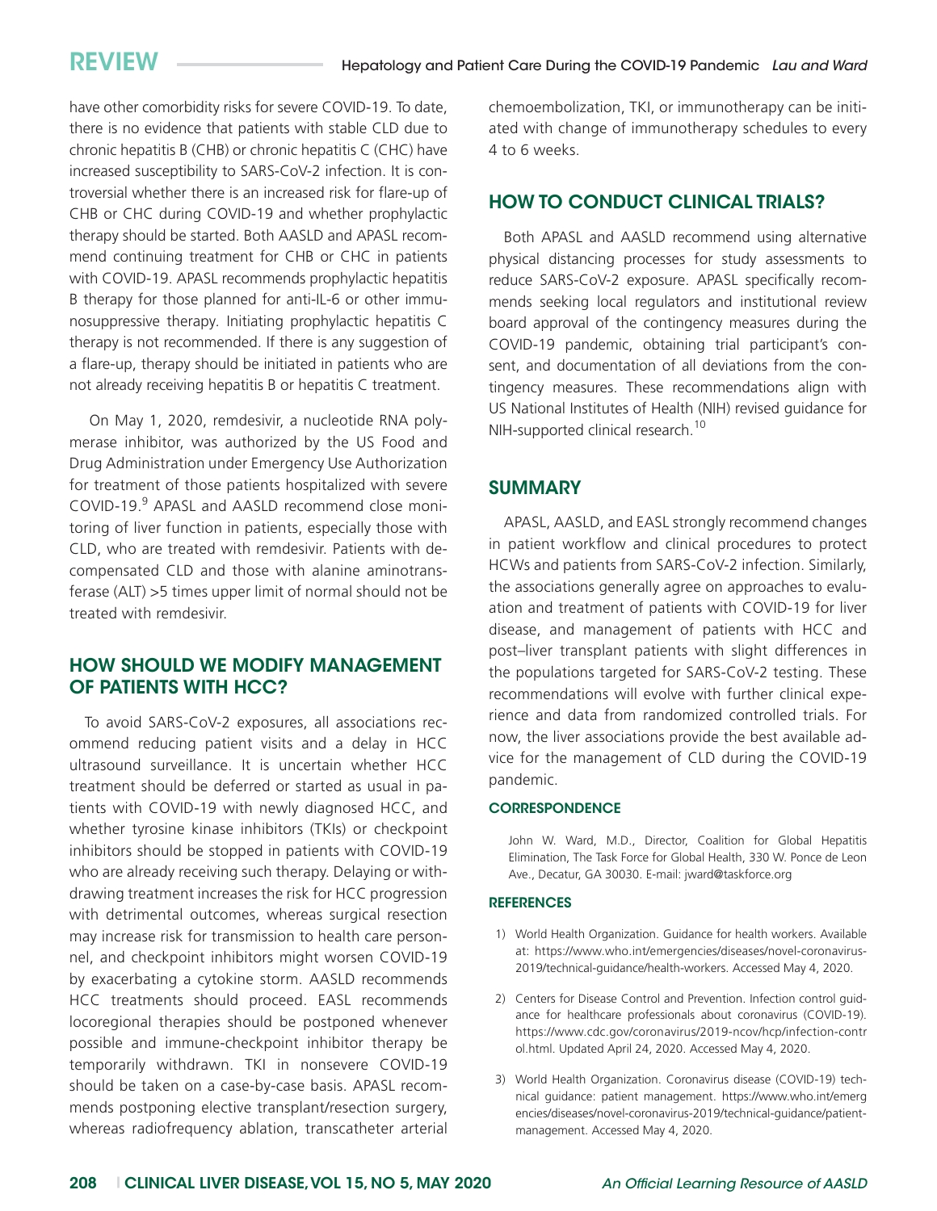have other comorbidity risks for severe COVID-19. To date, there is no evidence that patients with stable CLD due to chronic hepatitis B (CHB) or chronic hepatitis C (CHC) have increased susceptibility to SARS-CoV-2 infection. It is controversial whether there is an increased risk for flare-up of CHB or CHC during COVID-19 and whether prophylactic therapy should be started. Both AASLD and APASL recommend continuing treatment for CHB or CHC in patients with COVID-19. APASL recommends prophylactic hepatitis B therapy for those planned for anti-IL-6 or other immunosuppressive therapy. Initiating prophylactic hepatitis C therapy is not recommended. If there is any suggestion of a flare-up, therapy should be initiated in patients who are not already receiving hepatitis B or hepatitis C treatment.

On May 1, 2020, remdesivir, a nucleotide RNA polymerase inhibitor, was authorized by the US Food and Drug Administration under Emergency Use Authorization for treatment of those patients hospitalized with severe COVID-19.[9] APASL and AASLD recommend close monitoring of liver function in patients, especially those with CLD, who are treated with remdesivir. Patients with decompensated CLD and those with alanine aminotransferase (ALT) >5 times upper limit of normal should not be treated with remdesivir.

## HOW SHOULD WE MODIFY MANAGEMENT OF PATIENTS WITH HCC?

To avoid SARS-CoV-2 exposures, all associations recommend reducing patient visits and a delay in HCC ultrasound surveillance. It is uncertain whether HCC treatment should be deferred or started as usual in patients with COVID-19 with newly diagnosed HCC, and whether tyrosine kinase inhibitors (TKIs) or checkpoint inhibitors should be stopped in patients with COVID-19 who are already receiving such therapy. Delaying or withdrawing treatment increases the risk for HCC progression with detrimental outcomes, whereas surgical resection may increase risk for transmission to health care personnel, and checkpoint inhibitors might worsen COVID-19 by exacerbating a cytokine storm. AASLD recommends HCC treatments should proceed. EASL recommends locoregional therapies should be postponed whenever possible and immune-checkpoint inhibitor therapy be temporarily withdrawn. TKI in nonsevere COVID-19 should be taken on a case-by-case basis. APASL recommends postponing elective transplant/resection surgery, whereas radiofrequency ablation, transcatheter arterial chemoembolization, TKI, or immunotherapy can be initiated with change of immunotherapy schedules to every 4 to 6 weeks.

## HOW TO CONDUCT CLINICAL TRIALS?

Both APASL and AASLD recommend using alternative physical distancing processes for study assessments to reduce SARS-CoV-2 exposure. APASL specifically recommends seeking local regulators and institutional review board approval of the contingency measures during the COVID-19 pandemic, obtaining trial participant's consent, and documentation of all deviations from the contingency measures. These recommendations align with US National Institutes of Health (NIH) revised guidance for NIH-supported clinical research.[10]

## SUMMARY

APASL, AASLD, and EASL strongly recommend changes in patient workflow and clinical procedures to protect HCWs and patients from SARS-CoV-2 infection. Similarly, the associations generally agree on approaches to evaluation and treatment of patients with COVID-19 for liver disease, and management of patients with HCC and post–liver transplant patients with slight differences in the populations targeted for SARS-CoV-2 testing. These recommendations will evolve with further clinical experience and data from randomized controlled trials. For now, the liver associations provide the best available advice for the management of CLD during the COVID-19 pandemic.

### CORRESPONDENCE

John W. Ward, M.D., Director, Coalition for Global Hepatitis Elimination, The Task Force for Global Health, 330 W. Ponce de Leon Ave., Decatur, GA 30030. E-mail: jward@taskforce.org

### REFERENCES

1) World Health Organization. Guidance for health workers. Available at: https://www.who.int/emergencies/diseases/novel-coronavirus-2019/technical-guidance/health-workers. Accessed May 4, 2020.
2) Centers for Disease Control and Prevention. Infection control guidance for healthcare professionals about coronavirus (COVID-19). https://www.cdc.gov/coronavirus/2019-ncov/hcp/infection-control.html. Updated April 24, 2020. Accessed May 4, 2020.
3) World Health Organization. Coronavirus disease (COVID-19) technical guidance: patient management. https://www.who.int/emergencies/diseases/novel-coronavirus-2019/technical-guidance/patient-management. Accessed May 4, 2020.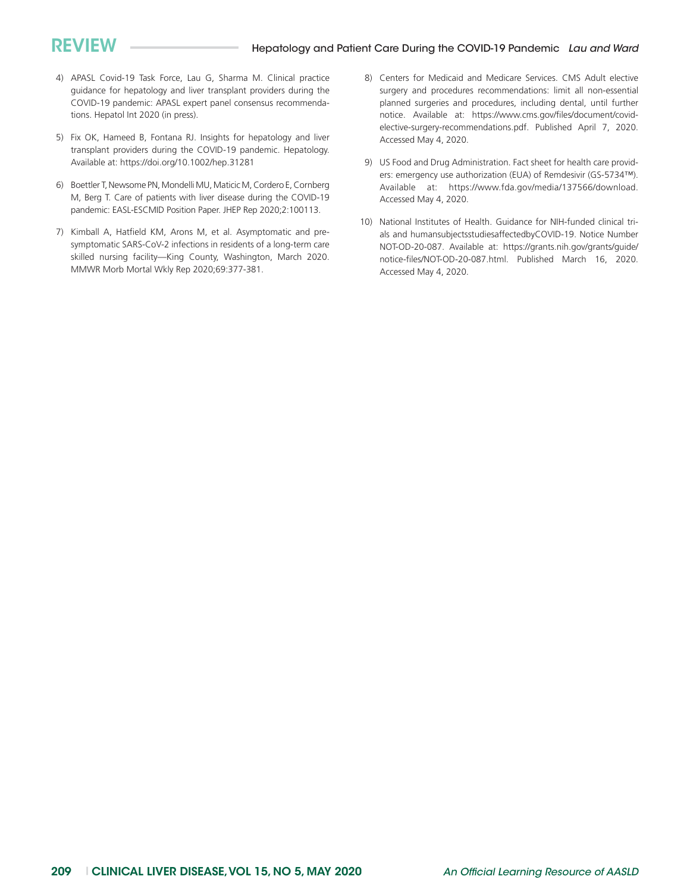4) APASL Covid-19 Task Force, Lau G, Sharma M. Clinical practice guidance for hepatology and liver transplant providers during the COVID-19 pandemic: APASL expert panel consensus recommendations. Hepatol Int 2020 (in press).

5) Fix OK, Hameed B, Fontana RJ. Insights for hepatology and liver transplant providers during the COVID-19 pandemic. Hepatology. Available at: https://doi.org/10.1002/hep.31281

6) Boettler T, Newsome PN, Mondelli MU, Maticic M, Cordero E, Cornberg M, Berg T. Care of patients with liver disease during the COVID-19 pandemic: EASL-ESCMID Position Paper. JHEP Rep 2020;2:100113.

7) Kimball A, Hatfield KM, Arons M, et al. Asymptomatic and presymptomatic SARS-CoV-2 infections in residents of a long-term care skilled nursing facility—King County, Washington, March 2020. MMWR Morb Mortal Wkly Rep 2020;69:377-381.

8) Centers for Medicaid and Medicare Services. CMS Adult elective surgery and procedures recommendations: limit all non-essential planned surgeries and procedures, including dental, until further notice. Available at: https://www.cms.gov/files/document/covid-elective-surgery-recommendations.pdf. Published April 7, 2020. Accessed May 4, 2020.

9) US Food and Drug Administration. Fact sheet for health care providers: emergency use authorization (EUA) of Remdesivir (GS-5734™). Available at: https://www.fda.gov/media/137566/download. Accessed May 4, 2020.

10) National Institutes of Health. Guidance for NIH-funded clinical trials and humansubjectsstudiesaffectedbyCOVID-19. Notice Number NOT-OD-20-087. Available at: https://grants.nih.gov/grants/guide/notice-files/NOT-OD-20-087.html. Published March 16, 2020. Accessed May 4, 2020.